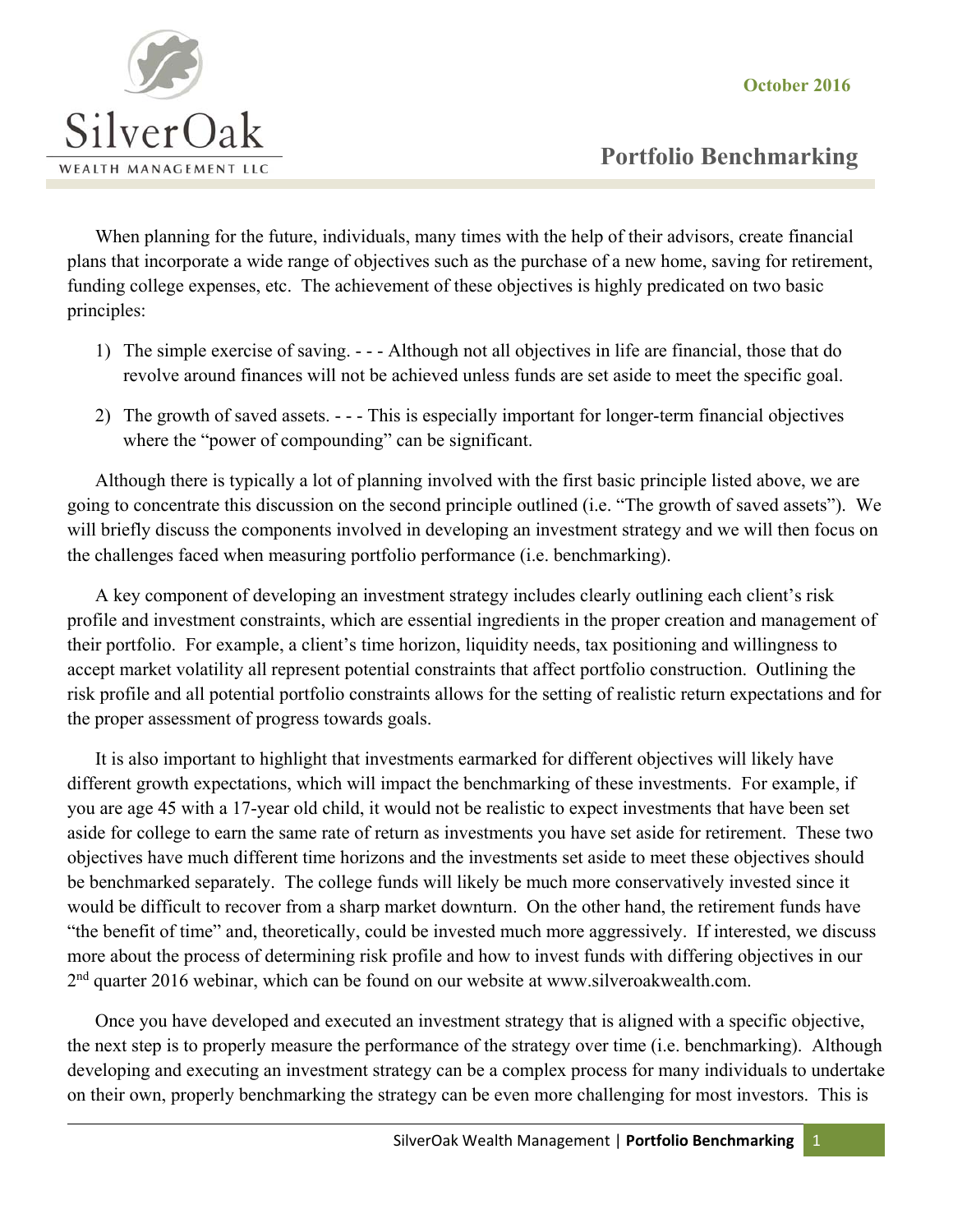SilverOak

WEALTH MANAGEMENT LLC

October 2016

# Portfolio Benchmarking

When planning for the future, individuals, many times with the help of their advisors, create financial plans that incorporate a wide range of objectives such as the purchase of a new home, saving for retirement, funding college expenses, etc. The achievement of these objectives is highly predicated on two basic principles:

1) The simple exercise of saving. - - - Although not all objectives in life are financial, those that do revolve around finances will not be achieved unless funds are set aside to meet the specific goal.

2) The growth of saved assets. - - - This is especially important for longer-term financial objectives where the "power of compounding" can be significant.

Although there is typically a lot of planning involved with the first basic principle listed above, we are going to concentrate this discussion on the second principle outlined (i.e. "The growth of saved assets"). We will briefly discuss the components involved in developing an investment strategy and we will then focus on the challenges faced when measuring portfolio performance (i.e. benchmarking).

A key component of developing an investment strategy includes clearly outlining each client's risk profile and investment constraints, which are essential ingredients in the proper creation and management of their portfolio. For example, a client's time horizon, liquidity needs, tax positioning and willingness to accept market volatility all represent potential constraints that affect portfolio construction. Outlining the risk profile and all potential portfolio constraints allows for the setting of realistic return expectations and for the proper assessment of progress towards goals.

It is also important to highlight that investments earmarked for different objectives will likely have different growth expectations, which will impact the benchmarking of these investments. For example, if you are age 45 with a 17-year old child, it would not be realistic to expect investments that have been set aside for college to earn the same rate of return as investments you have set aside for retirement. These two objectives have much different time horizons and the investments set aside to meet these objectives should be benchmarked separately. The college funds will likely be much more conservatively invested since it would be difficult to recover from a sharp market downturn. On the other hand, the retirement funds have "the benefit of time" and, theoretically, could be invested much more aggressively. If interested, we discuss more about the process of determining risk profile and how to invest funds with differing objectives in our 2nd quarter 2016 webinar, which can be found on our website at www.silveroakwealth.com.

Once you have developed and executed an investment strategy that is aligned with a specific objective, the next step is to properly measure the performance of the strategy over time (i.e. benchmarking). Although developing and executing an investment strategy can be a complex process for many individuals to undertake on their own, properly benchmarking the strategy can be even more challenging for most investors. This is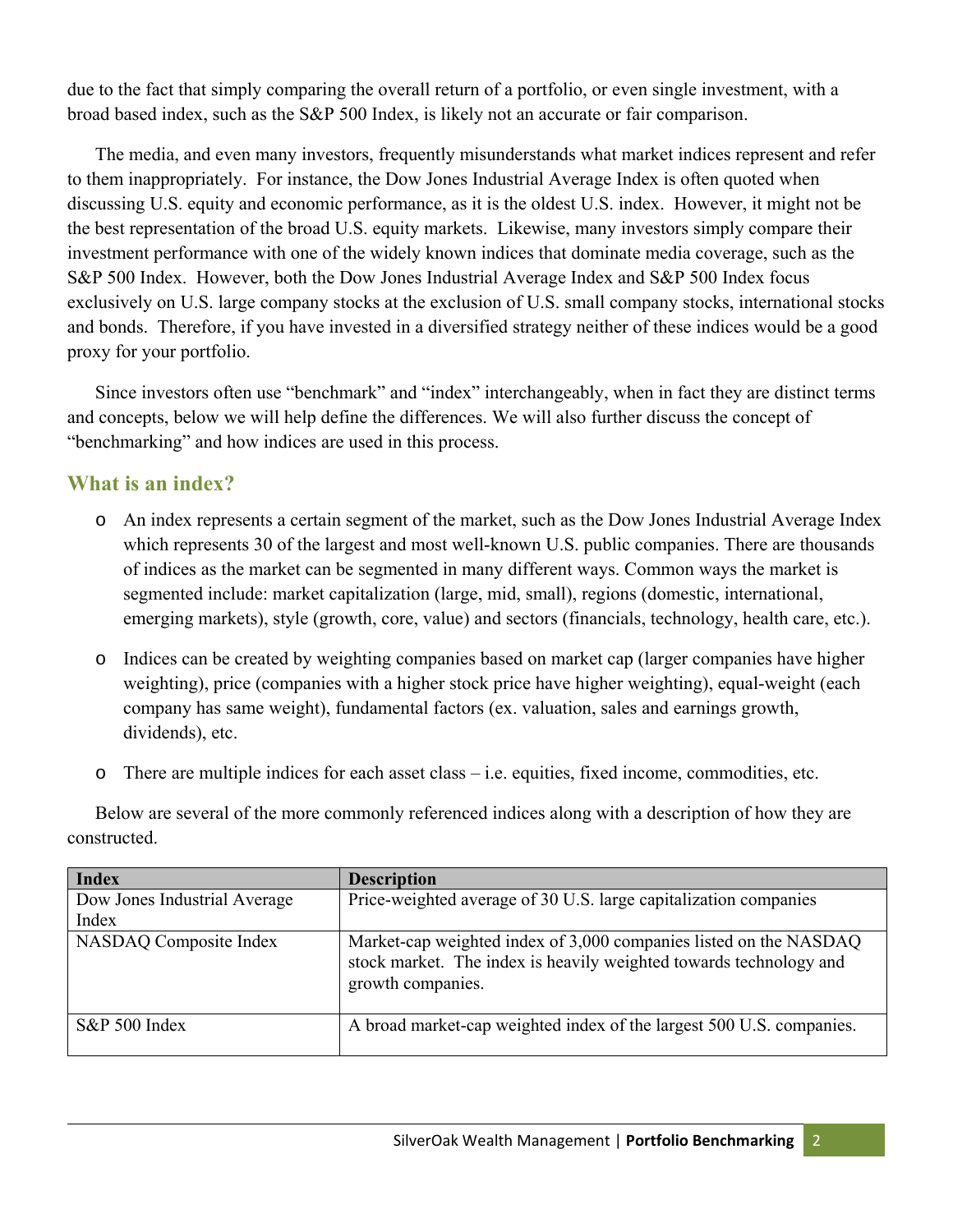due to the fact that simply comparing the overall return of a portfolio, or even single investment, with a broad based index, such as the S&P 500 Index, is likely not an accurate or fair comparison.

The media, and even many investors, frequently misunderstands what market indices represent and refer to them inappropriately. For instance, the Dow Jones Industrial Average Index is often quoted when discussing U.S. equity and economic performance, as it is the oldest U.S. index. However, it might not be the best representation of the broad U.S. equity markets. Likewise, many investors simply compare their investment performance with one of the widely known indices that dominate media coverage, such as the S&P 500 Index. However, both the Dow Jones Industrial Average Index and S&P 500 Index focus exclusively on U.S. large company stocks at the exclusion of U.S. small company stocks, international stocks and bonds. Therefore, if you have invested in a diversified strategy neither of these indices would be a good proxy for your portfolio.

Since investors often use "benchmark" and "index" interchangeably, when in fact they are distinct terms and concepts, below we will help define the differences. We will also further discuss the concept of "benchmarking" and how indices are used in this process.

## What is an index?

- An index represents a certain segment of the market, such as the Dow Jones Industrial Average Index which represents 30 of the largest and most well-known U.S. public companies. There are thousands of indices as the market can be segmented in many different ways. Common ways the market is segmented include: market capitalization (large, mid, small), regions (domestic, international, emerging markets), style (growth, core, value) and sectors (financials, technology, health care, etc.).
- Indices can be created by weighting companies based on market cap (larger companies have higher weighting), price (companies with a higher stock price have higher weighting), equal-weight (each company has same weight), fundamental factors (ex. valuation, sales and earnings growth, dividends), etc.
- There are multiple indices for each asset class – i.e. equities, fixed income, commodities, etc.

Below are several of the more commonly referenced indices along with a description of how they are constructed.

| Index | Description |
| --- | --- |
| Dow Jones Industrial Average Index | Price-weighted average of 30 U.S. large capitalization companies |
| NASDAQ Composite Index | Market-cap weighted index of 3,000 companies listed on the NASDAQ stock market. The index is heavily weighted towards technology and growth companies. |
| S&P 500 Index | A broad market-cap weighted index of the largest 500 U.S. companies. |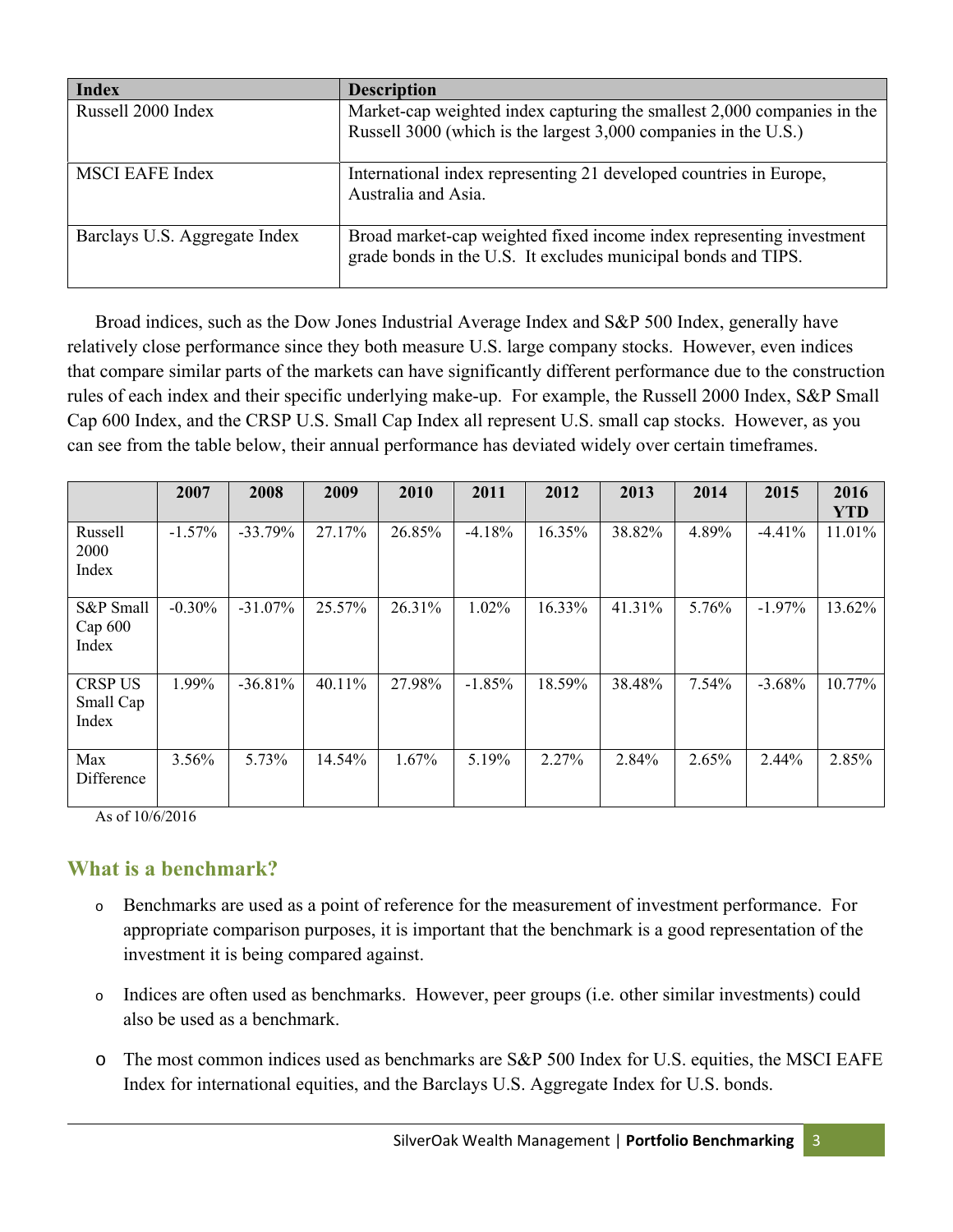| Index | Description |
|---|---|
| Russell 2000 Index | Market-cap weighted index capturing the smallest 2,000 companies in the Russell 3000 (which is the largest 3,000 companies in the U.S.) |
| MSCI EAFE Index | International index representing 21 developed countries in Europe, Australia and Asia. |
| Barclays U.S. Aggregate Index | Broad market-cap weighted fixed income index representing investment grade bonds in the U.S. It excludes municipal bonds and TIPS. |

Broad indices, such as the Dow Jones Industrial Average Index and S&P 500 Index, generally have relatively close performance since they both measure U.S. large company stocks. However, even indices that compare similar parts of the markets can have significantly different performance due to the construction rules of each index and their specific underlying make-up. For example, the Russell 2000 Index, S&P Small Cap 600 Index, and the CRSP U.S. Small Cap Index all represent U.S. small cap stocks. However, as you can see from the table below, their annual performance has deviated widely over certain timeframes.

| | 2007 | 2008 | 2009 | 2010 | 2011 | 2012 | 2013 | 2014 | 2015 | 2016 YTD |
|---|---|---|---|---|---|---|---|---|---|---|
| Russell 2000 Index | -1.57% | -33.79% | 27.17% | 26.85% | -4.18% | 16.35% | 38.82% | 4.89% | -4.41% | 11.01% |
| S&P Small Cap 600 Index | -0.30% | -31.07% | 25.57% | 26.31% | 1.02% | 16.33% | 41.31% | 5.76% | -1.97% | 13.62% |
| CRSP US Small Cap Index | 1.99% | -36.81% | 40.11% | 27.98% | -1.85% | 18.59% | 38.48% | 7.54% | -3.68% | 10.77% |
| Max Difference | 3.56% | 5.73% | 14.54% | 1.67% | 5.19% | 2.27% | 2.84% | 2.65% | 2.44% | 2.85% |

As of 10/6/2016

## What is a benchmark?

- Benchmarks are used as a point of reference for the measurement of investment performance. For appropriate comparison purposes, it is important that the benchmark is a good representation of the investment it is being compared against.
- Indices are often used as benchmarks. However, peer groups (i.e. other similar investments) could also be used as a benchmark.
- The most common indices used as benchmarks are S&P 500 Index for U.S. equities, the MSCI EAFE Index for international equities, and the Barclays U.S. Aggregate Index for U.S. bonds.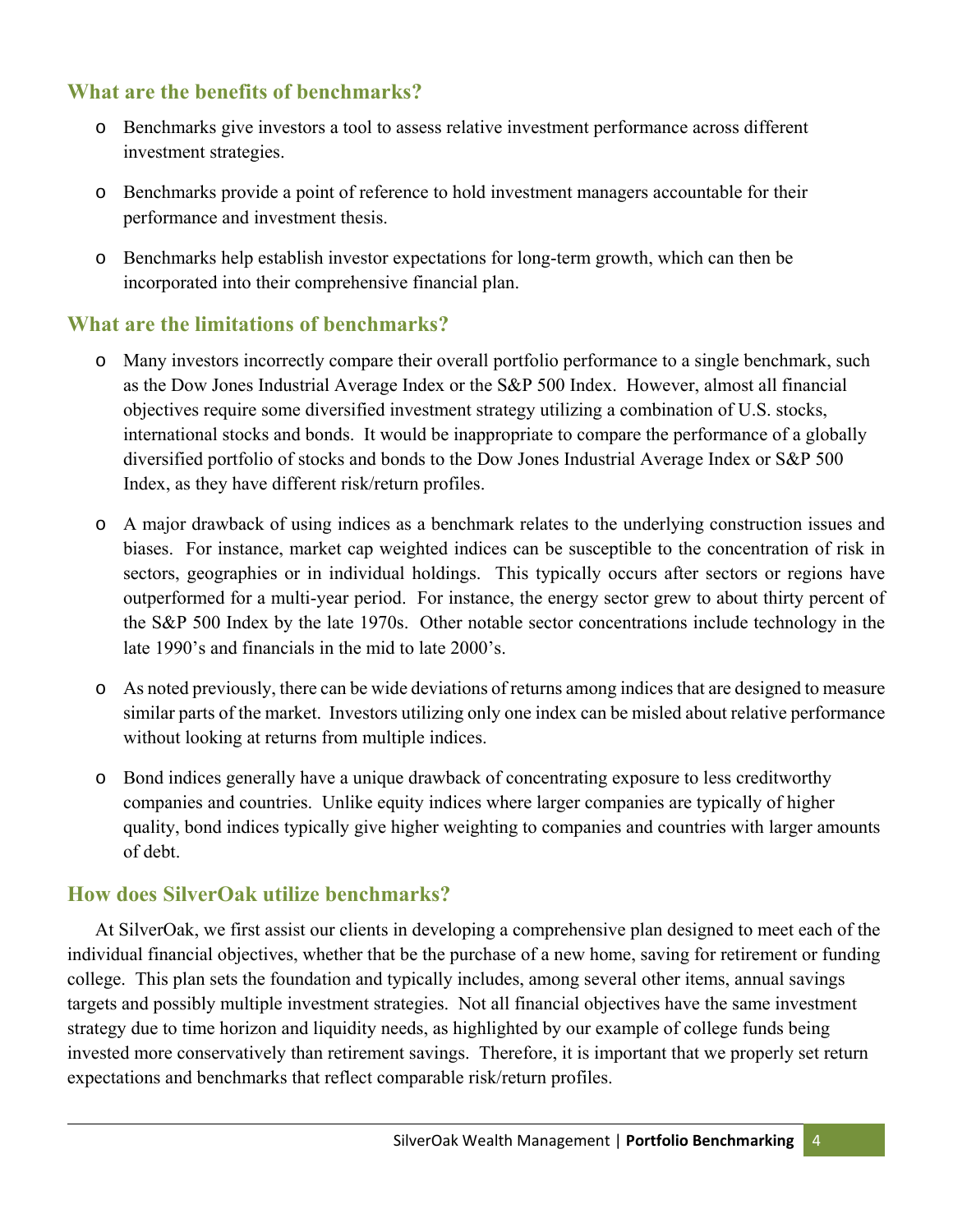## What are the benefits of benchmarks?

- Benchmarks give investors a tool to assess relative investment performance across different investment strategies.
- Benchmarks provide a point of reference to hold investment managers accountable for their performance and investment thesis.
- Benchmarks help establish investor expectations for long-term growth, which can then be incorporated into their comprehensive financial plan.

## What are the limitations of benchmarks?

- Many investors incorrectly compare their overall portfolio performance to a single benchmark, such as the Dow Jones Industrial Average Index or the S&P 500 Index. However, almost all financial objectives require some diversified investment strategy utilizing a combination of U.S. stocks, international stocks and bonds. It would be inappropriate to compare the performance of a globally diversified portfolio of stocks and bonds to the Dow Jones Industrial Average Index or S&P 500 Index, as they have different risk/return profiles.
- A major drawback of using indices as a benchmark relates to the underlying construction issues and biases. For instance, market cap weighted indices can be susceptible to the concentration of risk in sectors, geographies or in individual holdings. This typically occurs after sectors or regions have outperformed for a multi-year period. For instance, the energy sector grew to about thirty percent of the S&P 500 Index by the late 1970s. Other notable sector concentrations include technology in the late 1990's and financials in the mid to late 2000's.
- As noted previously, there can be wide deviations of returns among indices that are designed to measure similar parts of the market. Investors utilizing only one index can be misled about relative performance without looking at returns from multiple indices.
- Bond indices generally have a unique drawback of concentrating exposure to less creditworthy companies and countries. Unlike equity indices where larger companies are typically of higher quality, bond indices typically give higher weighting to companies and countries with larger amounts of debt.

## How does SilverOak utilize benchmarks?

At SilverOak, we first assist our clients in developing a comprehensive plan designed to meet each of the individual financial objectives, whether that be the purchase of a new home, saving for retirement or funding college. This plan sets the foundation and typically includes, among several other items, annual savings targets and possibly multiple investment strategies. Not all financial objectives have the same investment strategy due to time horizon and liquidity needs, as highlighted by our example of college funds being invested more conservatively than retirement savings. Therefore, it is important that we properly set return expectations and benchmarks that reflect comparable risk/return profiles.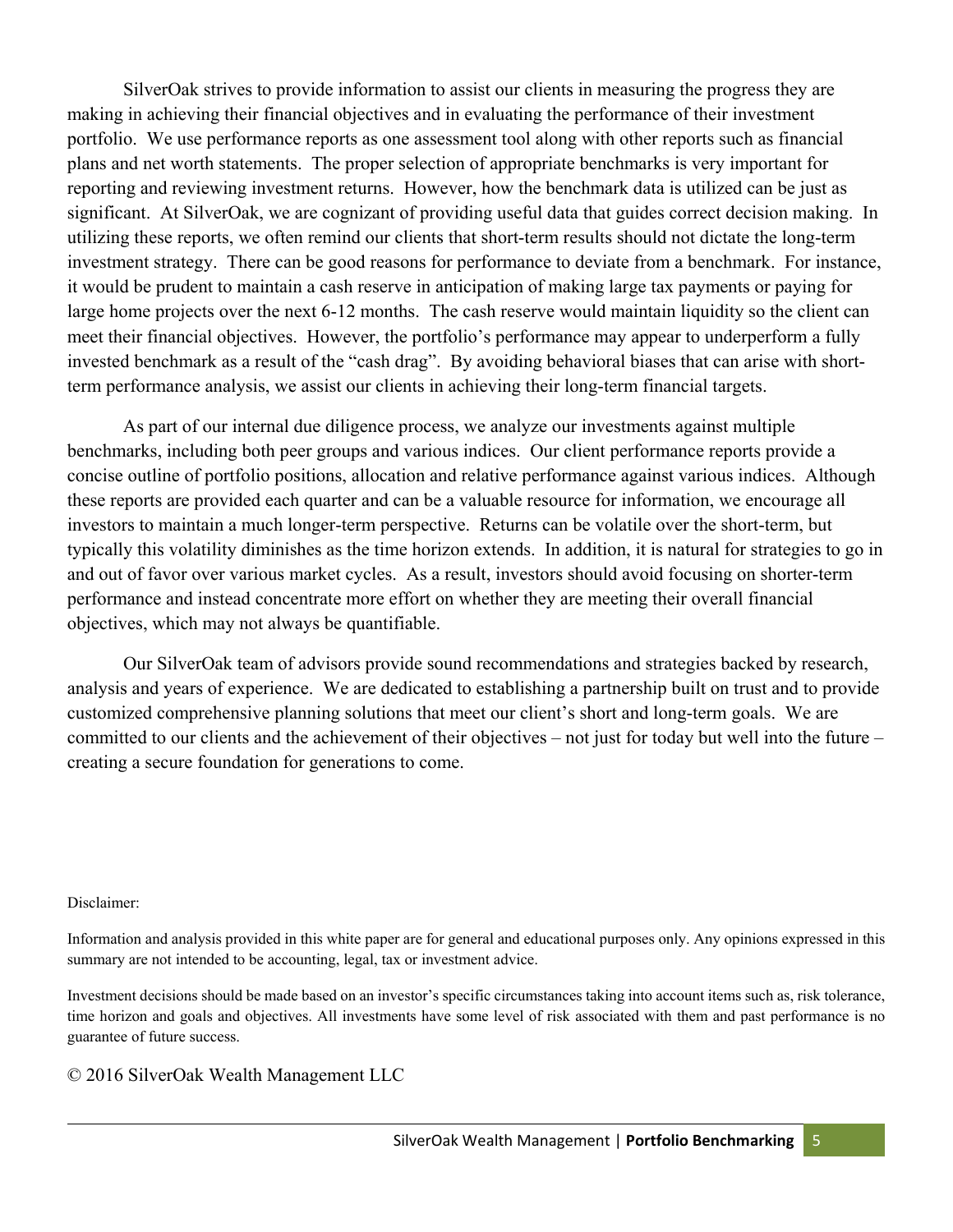SilverOak strives to provide information to assist our clients in measuring the progress they are making in achieving their financial objectives and in evaluating the performance of their investment portfolio. We use performance reports as one assessment tool along with other reports such as financial plans and net worth statements. The proper selection of appropriate benchmarks is very important for reporting and reviewing investment returns. However, how the benchmark data is utilized can be just as significant. At SilverOak, we are cognizant of providing useful data that guides correct decision making. In utilizing these reports, we often remind our clients that short-term results should not dictate the long-term investment strategy. There can be good reasons for performance to deviate from a benchmark. For instance, it would be prudent to maintain a cash reserve in anticipation of making large tax payments or paying for large home projects over the next 6-12 months. The cash reserve would maintain liquidity so the client can meet their financial objectives. However, the portfolio's performance may appear to underperform a fully invested benchmark as a result of the "cash drag". By avoiding behavioral biases that can arise with short-term performance analysis, we assist our clients in achieving their long-term financial targets.

As part of our internal due diligence process, we analyze our investments against multiple benchmarks, including both peer groups and various indices. Our client performance reports provide a concise outline of portfolio positions, allocation and relative performance against various indices. Although these reports are provided each quarter and can be a valuable resource for information, we encourage all investors to maintain a much longer-term perspective. Returns can be volatile over the short-term, but typically this volatility diminishes as the time horizon extends. In addition, it is natural for strategies to go in and out of favor over various market cycles. As a result, investors should avoid focusing on shorter-term performance and instead concentrate more effort on whether they are meeting their overall financial objectives, which may not always be quantifiable.

Our SilverOak team of advisors provide sound recommendations and strategies backed by research, analysis and years of experience. We are dedicated to establishing a partnership built on trust and to provide customized comprehensive planning solutions that meet our client's short and long-term goals. We are committed to our clients and the achievement of their objectives – not just for today but well into the future – creating a secure foundation for generations to come.

Disclaimer:

Information and analysis provided in this white paper are for general and educational purposes only. Any opinions expressed in this summary are not intended to be accounting, legal, tax or investment advice.

Investment decisions should be made based on an investor's specific circumstances taking into account items such as, risk tolerance, time horizon and goals and objectives. All investments have some level of risk associated with them and past performance is no guarantee of future success.

© 2016 SilverOak Wealth Management LLC